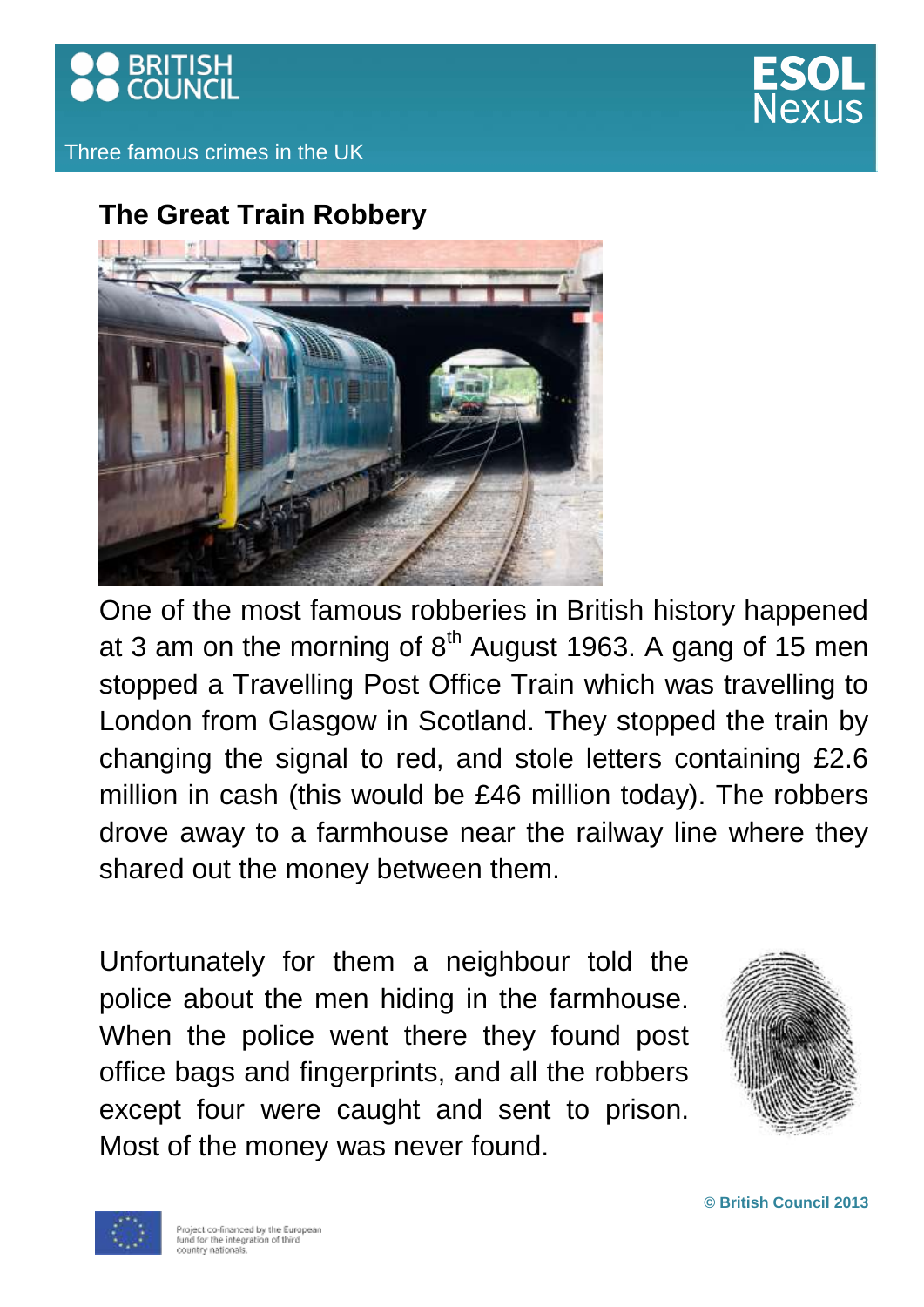Three famous crimes in the UK

## The Great Train Robbery

One of the most famous robberies in British history happened at 3 am on the morning of 8th August 1963. A gang of 15 men stopped a Travelling Post Office Train which was travelling to London from Glasgow in Scotland. They stopped the train by changing the signal to red, and stole letters containing £2.6 million in cash (this would be £46 million today). The robbers drove away to a farmhouse near the railway line where they shared out the money between them.

Unfortunately for them a neighbour told the police about the men hiding in the farmhouse. When the police went there they found post office bags and fingerprints, and all the robbers except four were caught and sent to prison. Most of the money was never found.

© British Council 2013

Project co-financed by the European fund for the integration of third country nationals.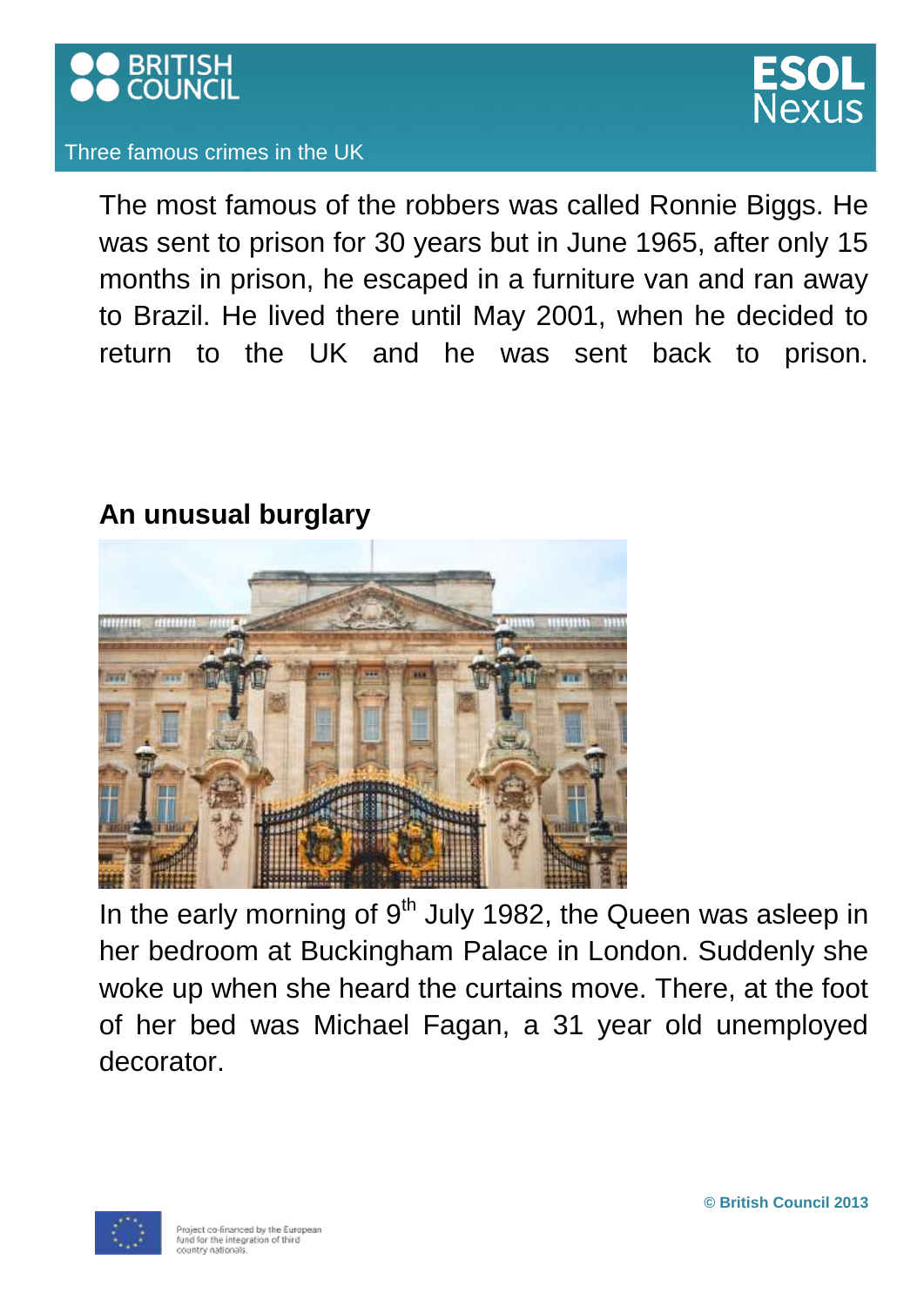The most famous of the robbers was called Ronnie Biggs. He was sent to prison for 30 years but in June 1965, after only 15 months in prison, he escaped in a furniture van and ran away to Brazil. He lived there until May 2001, when he decided to return to the UK and he was sent back to prison.

## An unusual burglary

In the early morning of 9th July 1982, the Queen was asleep in her bedroom at Buckingham Palace in London. Suddenly she woke up when she heard the curtains move. There, at the foot of her bed was Michael Fagan, a 31 year old unemployed decorator.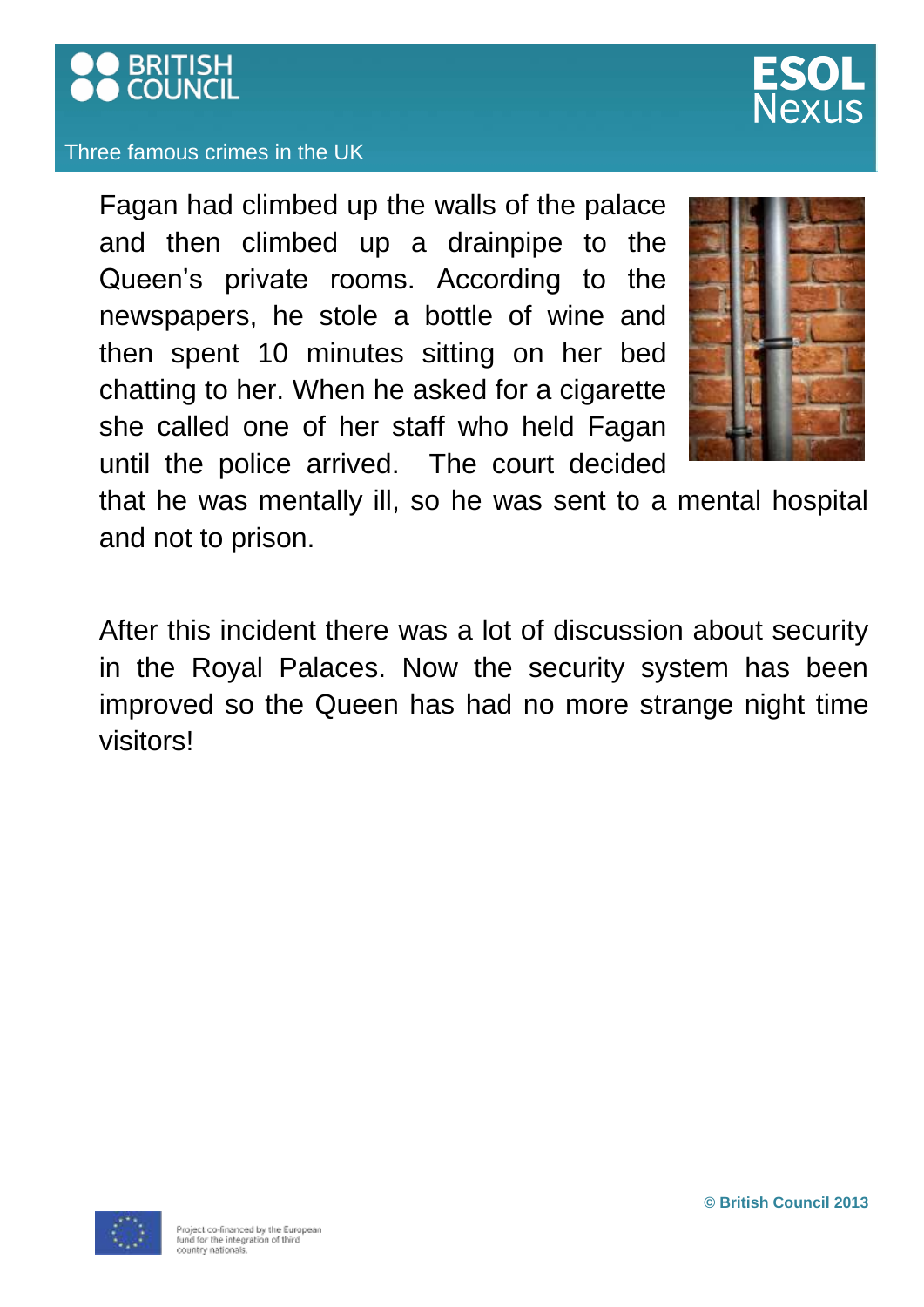Fagan had climbed up the walls of the palace and then climbed up a drainpipe to the Queen's private rooms. According to the newspapers, he stole a bottle of wine and then spent 10 minutes sitting on her bed chatting to her. When he asked for a cigarette she called one of her staff who held Fagan until the police arrived. The court decided that he was mentally ill, so he was sent to a mental hospital and not to prison.

After this incident there was a lot of discussion about security in the Royal Palaces. Now the security system has been improved so the Queen has had no more strange night time visitors!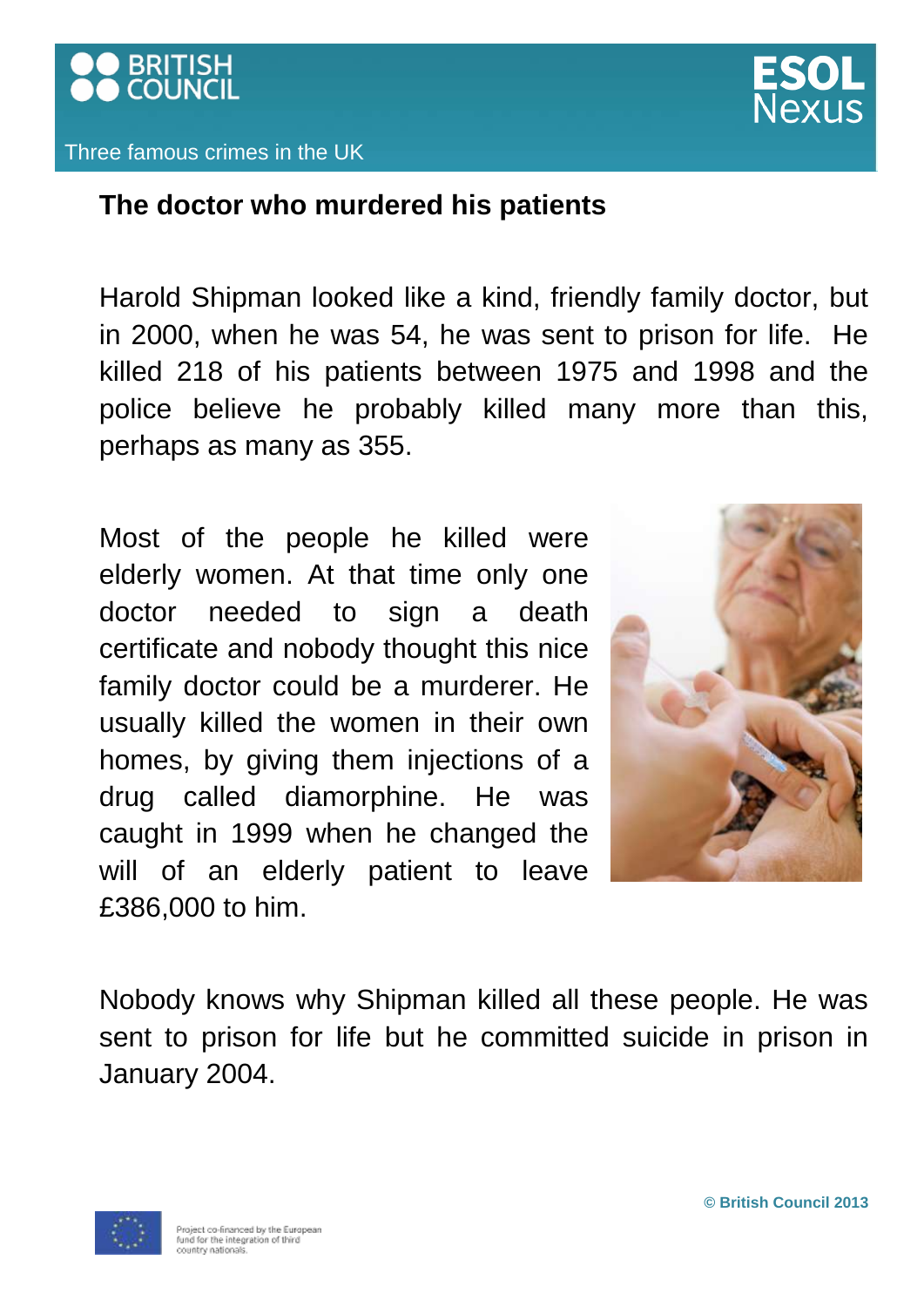## The doctor who murdered his patients

Harold Shipman looked like a kind, friendly family doctor, but in 2000, when he was 54, he was sent to prison for life. He killed 218 of his patients between 1975 and 1998 and the police believe he probably killed many more than this, perhaps as many as 355.

Most of the people he killed were elderly women. At that time only one doctor needed to sign a death certificate and nobody thought this nice family doctor could be a murderer. He usually killed the women in their own homes, by giving them injections of a drug called diamorphine. He was caught in 1999 when he changed the will of an elderly patient to leave £386,000 to him.

Nobody knows why Shipman killed all these people. He was sent to prison for life but he committed suicide in prison in January 2004.